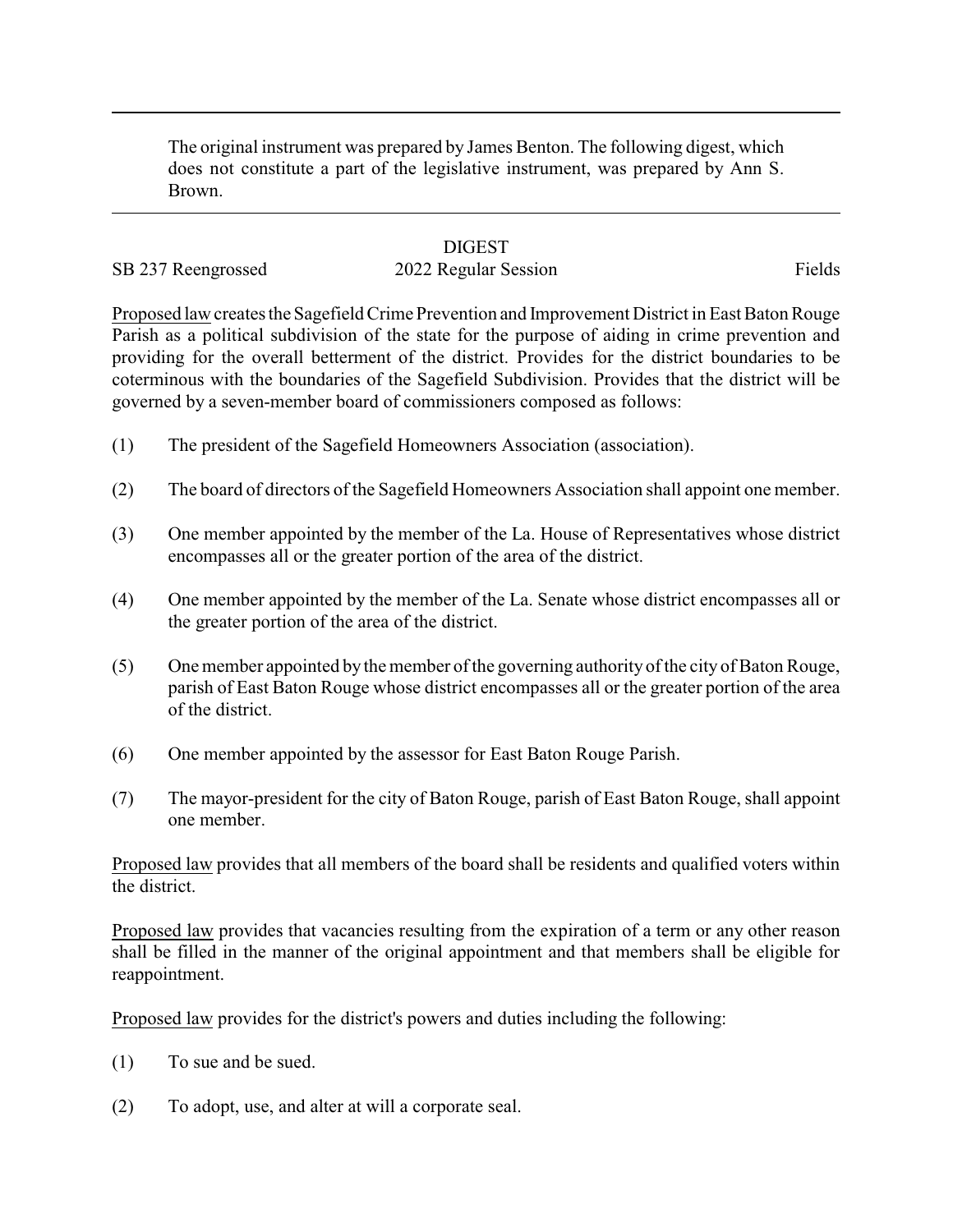The original instrument was prepared by James Benton. The following digest, which does not constitute a part of the legislative instrument, was prepared by Ann S. Brown.

DIGEST

SB 237 Reengrossed 2022 Regular Session Fields

Proposed law creates the Sagefield Crime Prevention and Improvement District in East Baton Rouge Parish as a political subdivision of the state for the purpose of aiding in crime prevention and providing for the overall betterment of the district. Provides for the district boundaries to be coterminous with the boundaries of the Sagefield Subdivision. Provides that the district will be governed by a seven-member board of commissioners composed as follows:

(1) The president of the Sagefield Homeowners Association (association).

(2) The board of directors of the Sagefield Homeowners Association shall appoint one member.

(3) One member appointed by the member of the La. House of Representatives whose district encompasses all or the greater portion of the area of the district.

(4) One member appointed by the member of the La. Senate whose district encompasses all or the greater portion of the area of the district.

(5) One member appointed by the member of the governing authority of the city of Baton Rouge, parish of East Baton Rouge whose district encompasses all or the greater portion of the area of the district.

(6) One member appointed by the assessor for East Baton Rouge Parish.

(7) The mayor-president for the city of Baton Rouge, parish of East Baton Rouge, shall appoint one member.

Proposed law provides that all members of the board shall be residents and qualified voters within the district.

Proposed law provides that vacancies resulting from the expiration of a term or any other reason shall be filled in the manner of the original appointment and that members shall be eligible for reappointment.

Proposed law provides for the district's powers and duties including the following:

(1) To sue and be sued.

(2) To adopt, use, and alter at will a corporate seal.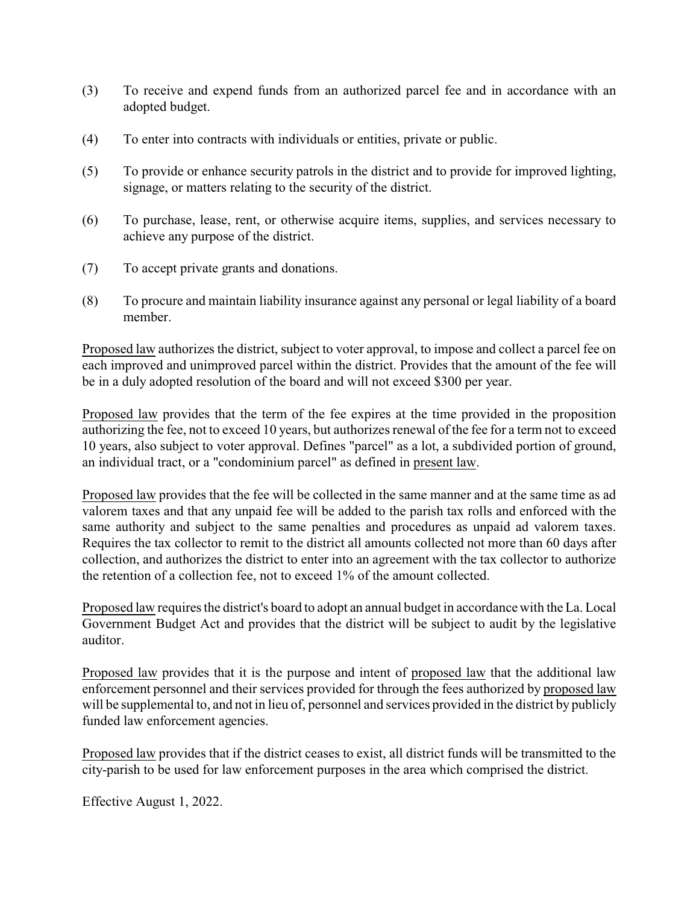(3) To receive and expend funds from an authorized parcel fee and in accordance with an adopted budget.

(4) To enter into contracts with individuals or entities, private or public.

(5) To provide or enhance security patrols in the district and to provide for improved lighting, signage, or matters relating to the security of the district.

(6) To purchase, lease, rent, or otherwise acquire items, supplies, and services necessary to achieve any purpose of the district.

(7) To accept private grants and donations.

(8) To procure and maintain liability insurance against any personal or legal liability of a board member.

Proposed law authorizes the district, subject to voter approval, to impose and collect a parcel fee on each improved and unimproved parcel within the district. Provides that the amount of the fee will be in a duly adopted resolution of the board and will not exceed $300 per year.

Proposed law provides that the term of the fee expires at the time provided in the proposition authorizing the fee, not to exceed 10 years, but authorizes renewal of the fee for a term not to exceed 10 years, also subject to voter approval. Defines "parcel" as a lot, a subdivided portion of ground, an individual tract, or a "condominium parcel" as defined in present law.

Proposed law provides that the fee will be collected in the same manner and at the same time as ad valorem taxes and that any unpaid fee will be added to the parish tax rolls and enforced with the same authority and subject to the same penalties and procedures as unpaid ad valorem taxes. Requires the tax collector to remit to the district all amounts collected not more than 60 days after collection, and authorizes the district to enter into an agreement with the tax collector to authorize the retention of a collection fee, not to exceed 1% of the amount collected.

Proposed law requires the district's board to adopt an annual budget in accordance with the La. Local Government Budget Act and provides that the district will be subject to audit by the legislative auditor.

Proposed law provides that it is the purpose and intent of proposed law that the additional law enforcement personnel and their services provided for through the fees authorized by proposed law will be supplemental to, and not in lieu of, personnel and services provided in the district by publicly funded law enforcement agencies.

Proposed law provides that if the district ceases to exist, all district funds will be transmitted to the city-parish to be used for law enforcement purposes in the area which comprised the district.

Effective August 1, 2022.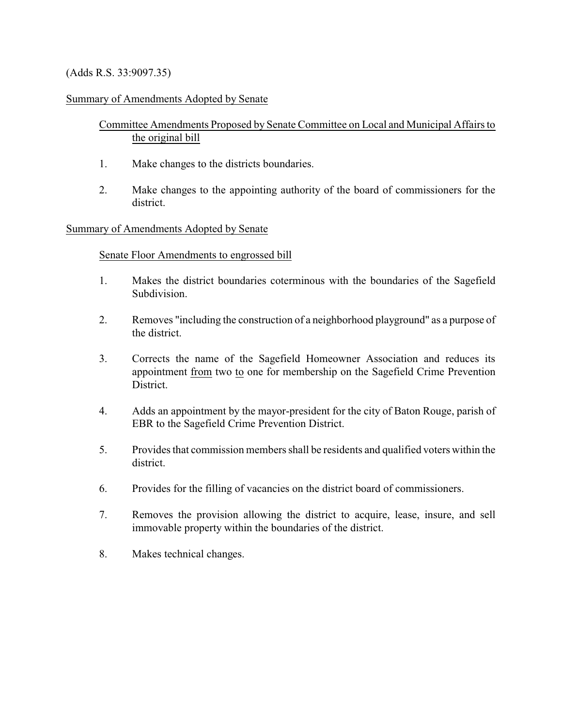(Adds R.S. 33:9097.35)

Summary of Amendments Adopted by Senate

Committee Amendments Proposed by Senate Committee on Local and Municipal Affairs to the original bill

1. Make changes to the districts boundaries.

2. Make changes to the appointing authority of the board of commissioners for the district.

Summary of Amendments Adopted by Senate

Senate Floor Amendments to engrossed bill

1. Makes the district boundaries coterminous with the boundaries of the Sagefield Subdivision.

2. Removes "including the construction of a neighborhood playground" as a purpose of the district.

3. Corrects the name of the Sagefield Homeowner Association and reduces its appointment from two to one for membership on the Sagefield Crime Prevention District.

4. Adds an appointment by the mayor-president for the city of Baton Rouge, parish of EBR to the Sagefield Crime Prevention District.

5. Provides that commission members shall be residents and qualified voters within the district.

6. Provides for the filling of vacancies on the district board of commissioners.

7. Removes the provision allowing the district to acquire, lease, insure, and sell immovable property within the boundaries of the district.

8. Makes technical changes.